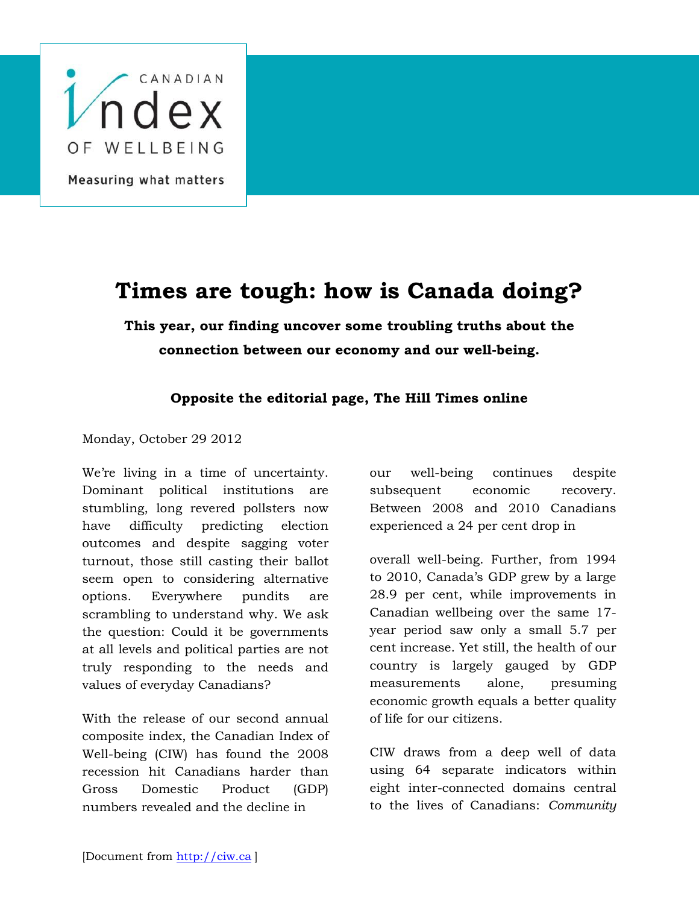# Times are tough: how is Canada doing?

**This year, our finding uncover some troubling truths about the connection between our economy and our well-being.**

**Opposite the editorial page, The Hill Times online**

Monday, October 29 2012

We're living in a time of uncertainty. Dominant political institutions are stumbling, long revered pollsters now have difficulty predicting election outcomes and despite sagging voter turnout, those still casting their ballot seem open to considering alternative options. Everywhere pundits are scrambling to understand why. We ask the question: Could it be governments at all levels and political parties are not truly responding to the needs and values of everyday Canadians?

With the release of our second annual composite index, the Canadian Index of Well-being (CIW) has found the 2008 recession hit Canadians harder than Gross Domestic Product (GDP) numbers revealed and the decline in our well-being continues despite subsequent economic recovery. Between 2008 and 2010 Canadians experienced a 24 per cent drop in overall well-being. Further, from 1994 to 2010, Canada's GDP grew by a large 28.9 per cent, while improvements in Canadian wellbeing over the same 17-year period saw only a small 5.7 per cent increase. Yet still, the health of our country is largely gauged by GDP measurements alone, presuming economic growth equals a better quality of life for our citizens.

CIW draws from a deep well of data using 64 separate indicators within eight inter-connected domains central to the lives of Canadians: *Community*

[Document from http://ciw.ca ]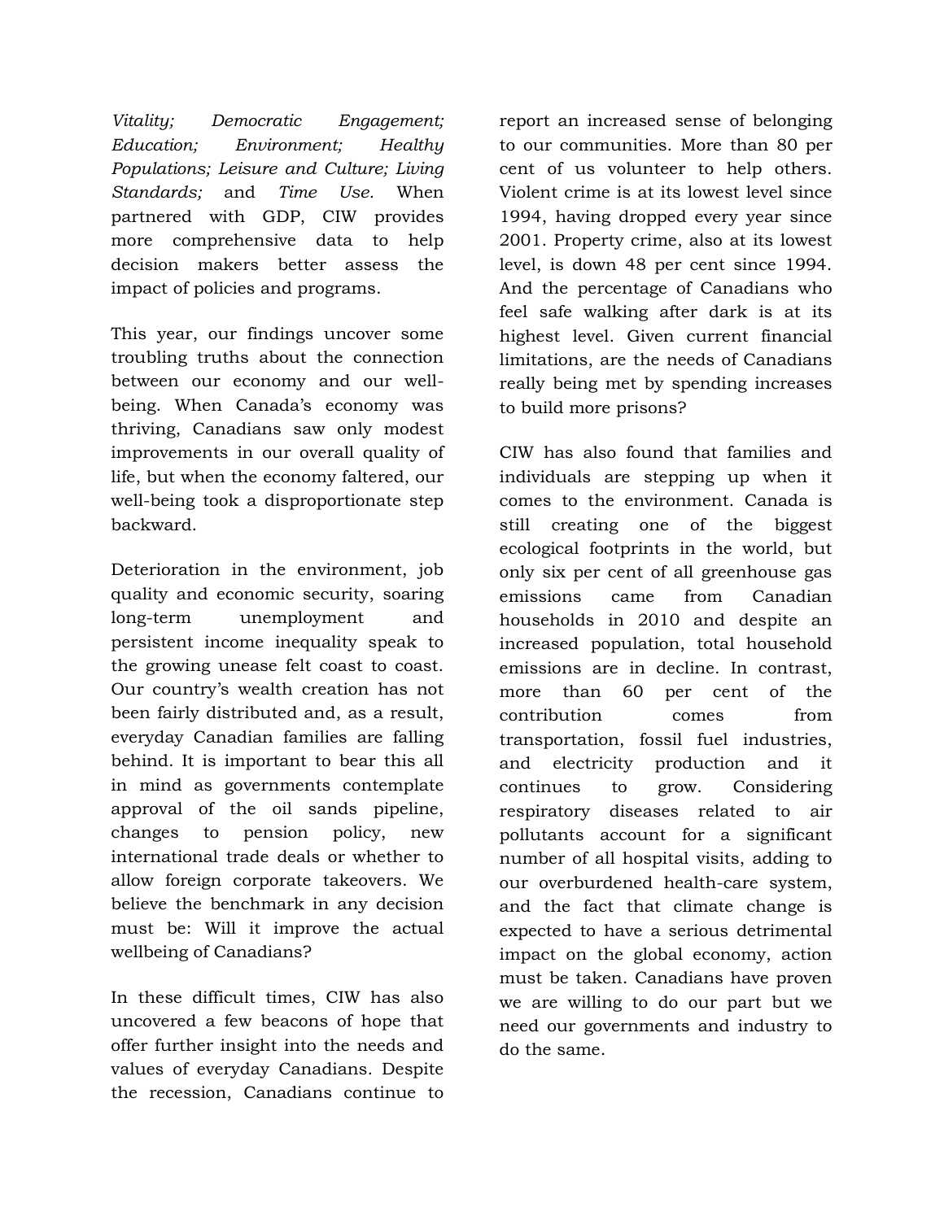*Vitality; Democratic Engagement; Education; Environment; Healthy Populations; Leisure and Culture; Living Standards;* and *Time Use*. When partnered with GDP, CIW provides more comprehensive data to help decision makers better assess the impact of policies and programs.

This year, our findings uncover some troubling truths about the connection between our economy and our well-being. When Canada's economy was thriving, Canadians saw only modest improvements in our overall quality of life, but when the economy faltered, our well-being took a disproportionate step backward.

Deterioration in the environment, job quality and economic security, soaring long-term unemployment and persistent income inequality speak to the growing unease felt coast to coast. Our country's wealth creation has not been fairly distributed and, as a result, everyday Canadian families are falling behind. It is important to bear this all in mind as governments contemplate approval of the oil sands pipeline, changes to pension policy, new international trade deals or whether to allow foreign corporate takeovers. We believe the benchmark in any decision must be: Will it improve the actual wellbeing of Canadians?

In these difficult times, CIW has also uncovered a few beacons of hope that offer further insight into the needs and values of everyday Canadians. Despite the recession, Canadians continue to report an increased sense of belonging to our communities. More than 80 per cent of us volunteer to help others. Violent crime is at its lowest level since 1994, having dropped every year since 2001. Property crime, also at its lowest level, is down 48 per cent since 1994. And the percentage of Canadians who feel safe walking after dark is at its highest level. Given current financial limitations, are the needs of Canadians really being met by spending increases to build more prisons?

CIW has also found that families and individuals are stepping up when it comes to the environment. Canada is still creating one of the biggest ecological footprints in the world, but only six per cent of all greenhouse gas emissions came from Canadian households in 2010 and despite an increased population, total household emissions are in decline. In contrast, more than 60 per cent of the contribution comes from transportation, fossil fuel industries, and electricity production and it continues to grow. Considering respiratory diseases related to air pollutants account for a significant number of all hospital visits, adding to our overburdened health-care system, and the fact that climate change is expected to have a serious detrimental impact on the global economy, action must be taken. Canadians have proven we are willing to do our part but we need our governments and industry to do the same.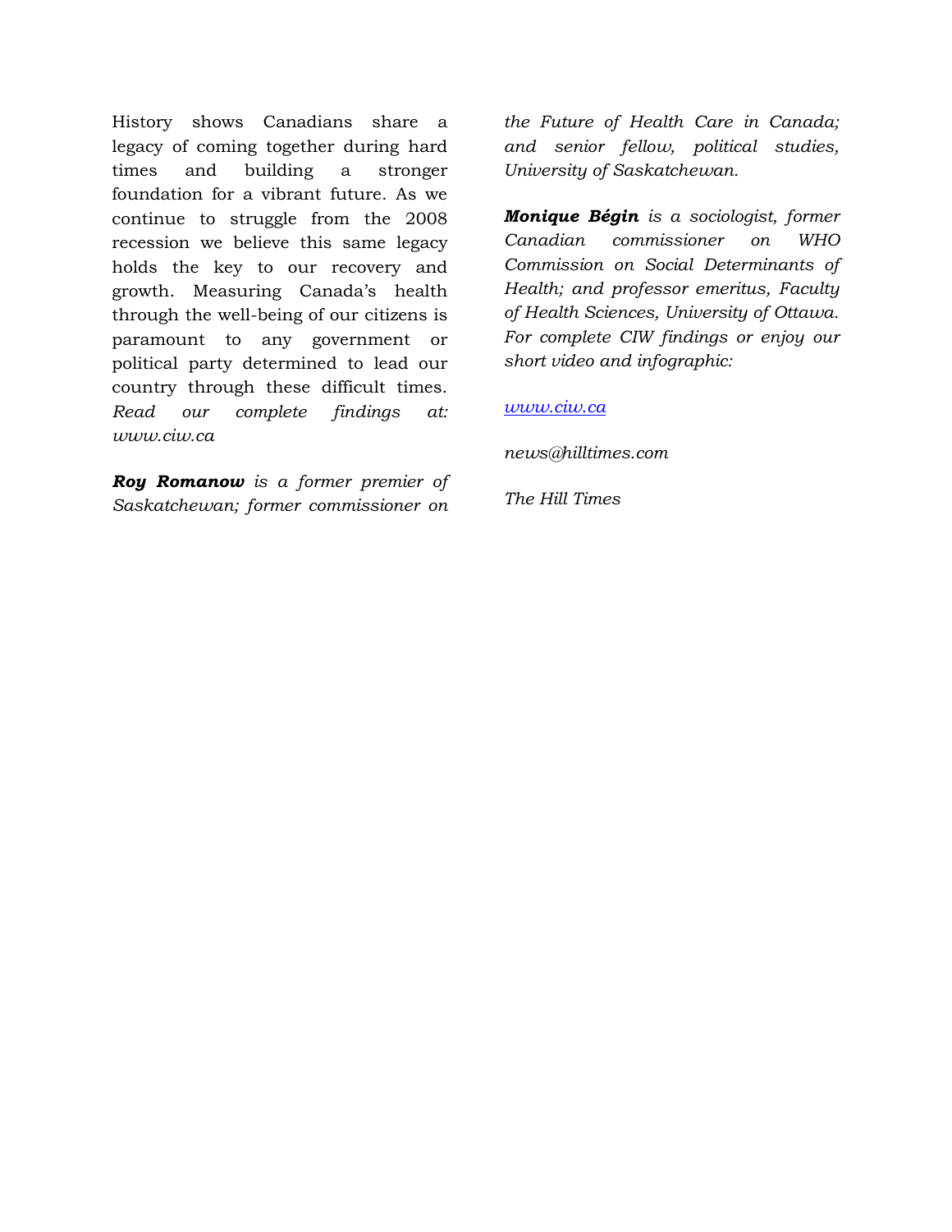History shows Canadians share a legacy of coming together during hard times and building a stronger foundation for a vibrant future. As we continue to struggle from the 2008 recession we believe this same legacy holds the key to our recovery and growth. Measuring Canada's health through the well-being of our citizens is paramount to any government or political party determined to lead our country through these difficult times. *Read our complete findings at: www.ciw.ca*

***Roy Romanow*** *is a former premier of Saskatchewan; former commissioner on the Future of Health Care in Canada; and senior fellow, political studies, University of Saskatchewan.*

***Monique Bégin*** *is a sociologist, former Canadian commissioner on WHO Commission on Social Determinants of Health; and professor emeritus, Faculty of Health Sciences, University of Ottawa. For complete CIW findings or enjoy our short video and infographic:*

*www.ciw.ca*

*news@hilltimes.com*

*The Hill Times*